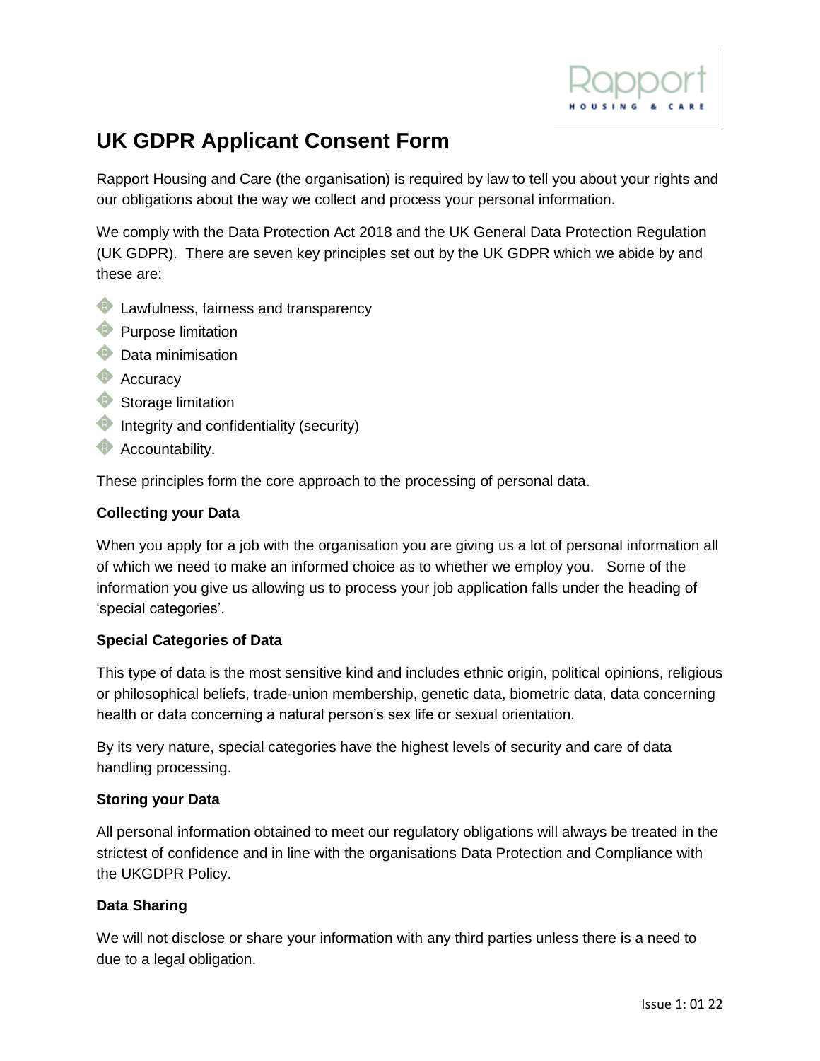# UK GDPR Applicant Consent Form

Rapport Housing and Care (the organisation) is required by law to tell you about your rights and our obligations about the way we collect and process your personal information.

We comply with the Data Protection Act 2018 and the UK General Data Protection Regulation (UK GDPR). There are seven key principles set out by the UK GDPR which we abide by and these are:

- Lawfulness, fairness and transparency
- Purpose limitation
- Data minimisation
- Accuracy
- Storage limitation
- Integrity and confidentiality (security)
- Accountability.

These principles form the core approach to the processing of personal data.

**Collecting your Data**

When you apply for a job with the organisation you are giving us a lot of personal information all of which we need to make an informed choice as to whether we employ you. Some of the information you give us allowing us to process your job application falls under the heading of 'special categories'.

**Special Categories of Data**

This type of data is the most sensitive kind and includes ethnic origin, political opinions, religious or philosophical beliefs, trade-union membership, genetic data, biometric data, data concerning health or data concerning a natural person's sex life or sexual orientation.

By its very nature, special categories have the highest levels of security and care of data handling processing.

**Storing your Data**

All personal information obtained to meet our regulatory obligations will always be treated in the strictest of confidence and in line with the organisations Data Protection and Compliance with the UKGDPR Policy.

**Data Sharing**

We will not disclose or share your information with any third parties unless there is a need to due to a legal obligation.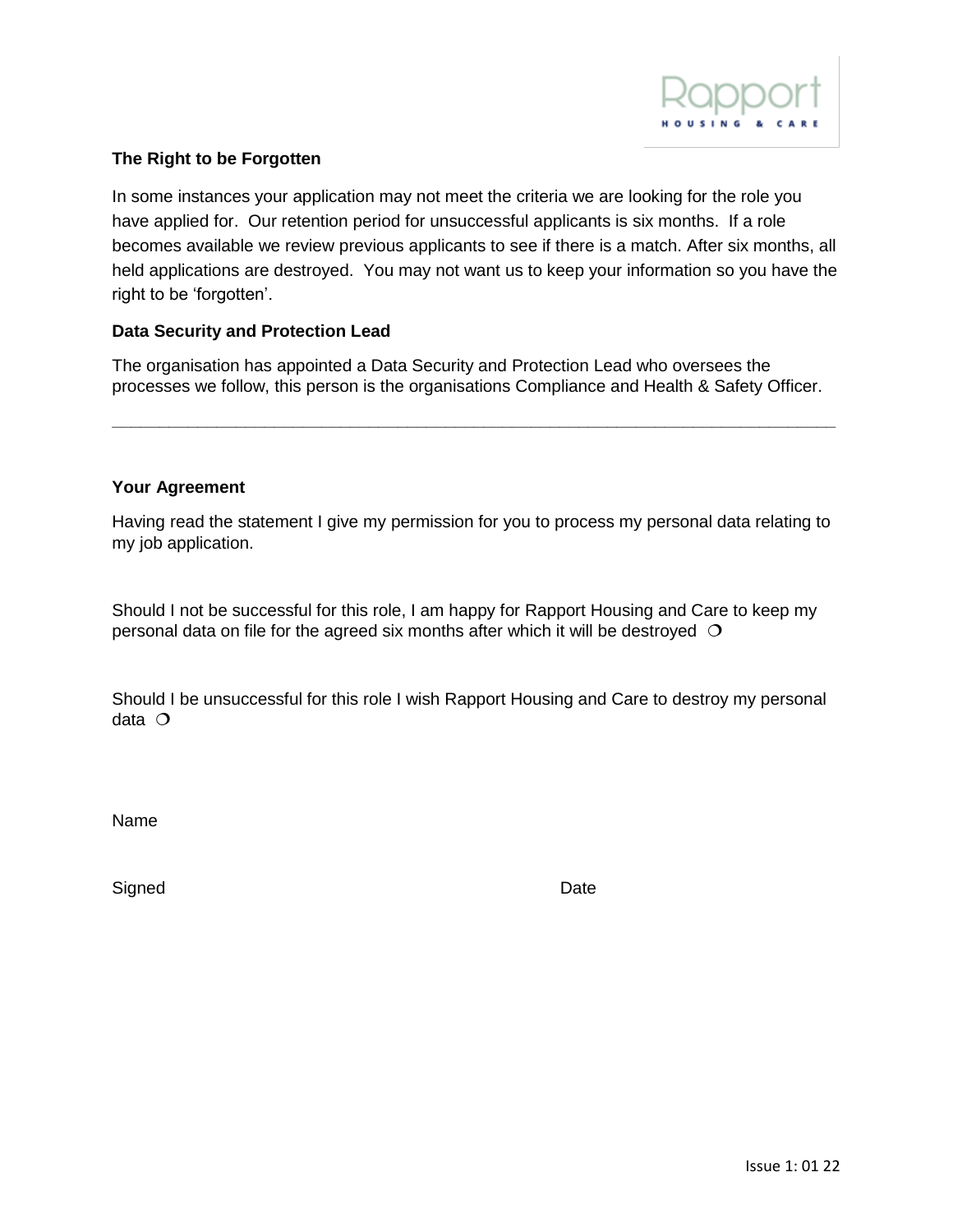**The Right to be Forgotten**

In some instances your application may not meet the criteria we are looking for the role you have applied for. Our retention period for unsuccessful applicants is six months. If a role becomes available we review previous applicants to see if there is a match. After six months, all held applications are destroyed. You may not want us to keep your information so you have the right to be 'forgotten'.

**Data Security and Protection Lead**

The organisation has appointed a Data Security and Protection Lead who oversees the processes we follow, this person is the organisations Compliance and Health & Safety Officer.

---

**Your Agreement**

Having read the statement I give my permission for you to process my personal data relating to my job application.

Should I not be successful for this role, I am happy for Rapport Housing and Care to keep my personal data on file for the agreed six months after which it will be destroyed ❍

Should I be unsuccessful for this role I wish Rapport Housing and Care to destroy my personal data ❍

Name

Signed Date